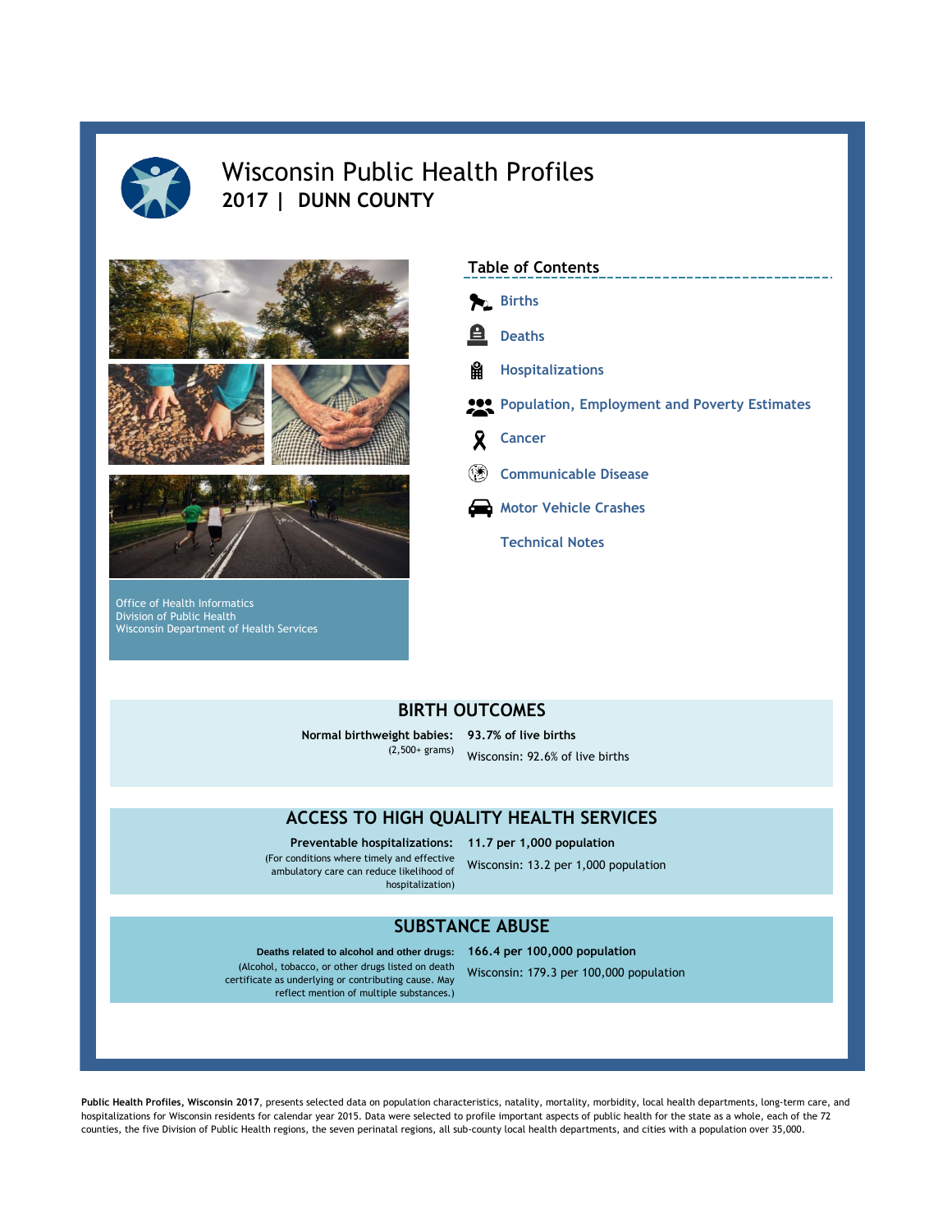# Wisconsin Public Health Profiles

## 2017 | DUNN COUNTY

Office of Health Informatics
Division of Public Health
Wisconsin Department of Health Services

### Table of Contents

- Births
- Deaths
- Hospitalizations
- Population, Employment and Poverty Estimates
- Cancer
- Communicable Disease
- Motor Vehicle Crashes
- Technical Notes

## BIRTH OUTCOMES

**Normal birthweight babies:** (2,500+ grams)

**93.7% of live births**

Wisconsin: 92.6% of live births

## ACCESS TO HIGH QUALITY HEALTH SERVICES

**Preventable hospitalizations:** (For conditions where timely and effective ambulatory care can reduce likelihood of hospitalization)

**11.7 per 1,000 population**

Wisconsin: 13.2 per 1,000 population

## SUBSTANCE ABUSE

**Deaths related to alcohol and other drugs:** (Alcohol, tobacco, or other drugs listed on death certificate as underlying or contributing cause. May reflect mention of multiple substances.)

**166.4 per 100,000 population**

Wisconsin: 179.3 per 100,000 population

**Public Health Profiles, Wisconsin 2017**, presents selected data on population characteristics, natality, mortality, morbidity, local health departments, long-term care, and hospitalizations for Wisconsin residents for calendar year 2015. Data were selected to profile important aspects of public health for the state as a whole, each of the 72 counties, the five Division of Public Health regions, the seven perinatal regions, all sub-county local health departments, and cities with a population over 35,000.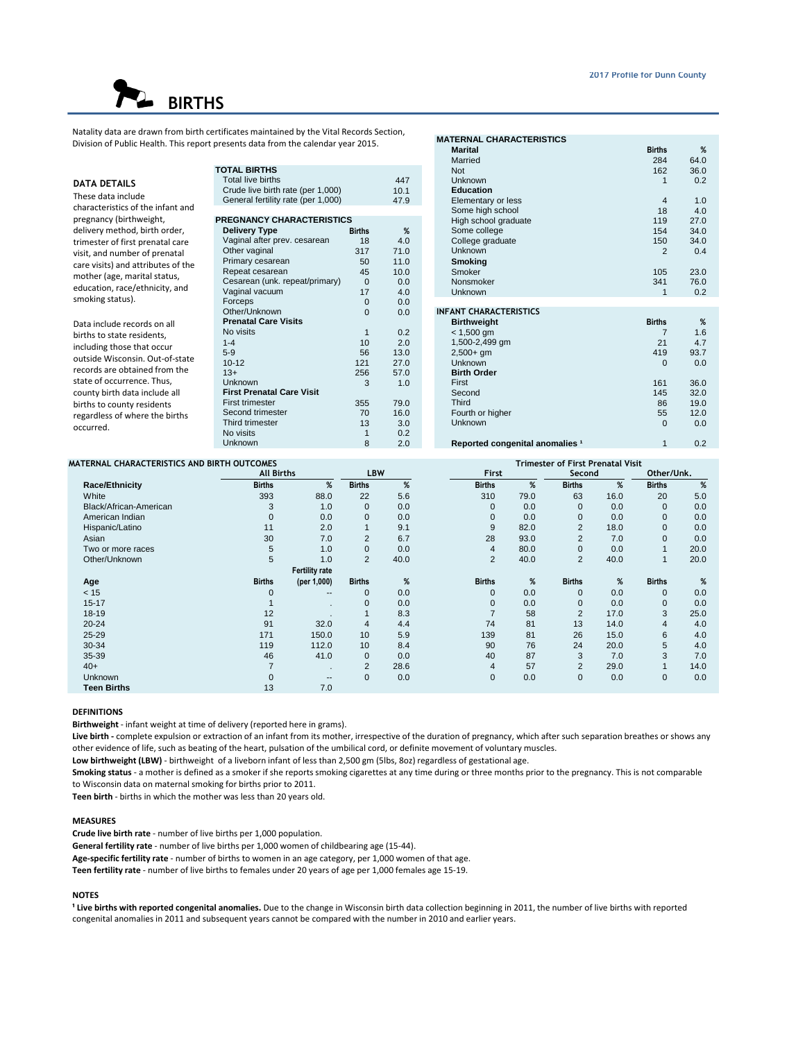# BIRTHS

Natality data are drawn from birth certificates maintained by the Vital Records Section, Division of Public Health. This report presents data from the calendar year 2015.

### DATA DETAILS

These data include characteristics of the infant and pregnancy (birthweight, delivery method, birth order, trimester of first prenatal care visit, and number of prenatal care visits) and attributes of the mother (age, marital status, education, race/ethnicity, and smoking status).

Data include records on all births to state residents, including those that occur outside Wisconsin. Out-of-state records are obtained from the state of occurrence. Thus, county birth data include all births to county residents regardless of where the births occurred.

| TOTAL BIRTHS | |
|---|---|
| Total live births | 447 |
| Crude live birth rate (per 1,000) | 10.1 |
| General fertility rate (per 1,000) | 47.9 |

| PREGNANCY CHARACTERISTICS | | |
|---|---|---|
| **Delivery Type** | **Births** | **%** |
| Vaginal after prev. cesarean | 18 | 4.0 |
| Other vaginal | 317 | 71.0 |
| Primary cesarean | 50 | 11.0 |
| Repeat cesarean | 45 | 10.0 |
| Cesarean (unk. repeat/primary) | 0 | 0.0 |
| Vaginal vacuum | 17 | 4.0 |
| Forceps | 0 | 0.0 |
| Other/Unknown | 0 | 0.0 |
| **Prenatal Care Visits** | | |
| No visits | 1 | 0.2 |
| 1-4 | 10 | 2.0 |
| 5-9 | 56 | 13.0 |
| 10-12 | 121 | 27.0 |
| 13+ | 256 | 57.0 |
| Unknown | 3 | 1.0 |
| **First Prenatal Care Visit** | | |
| First trimester | 355 | 79.0 |
| Second trimester | 70 | 16.0 |
| Third trimester | 13 | 3.0 |
| No visits | 1 | 0.2 |
| Unknown | 8 | 2.0 |

| MATERNAL CHARACTERISTICS | | |
|---|---|---|
| **Marital** | **Births** | **%** |
| Married | 284 | 64.0 |
| Not | 162 | 36.0 |
| Unknown | 1 | 0.2 |
| **Education** | | |
| Elementary or less | 4 | 1.0 |
| Some high school | 18 | 4.0 |
| High school graduate | 119 | 27.0 |
| Some college | 154 | 34.0 |
| College graduate | 150 | 34.0 |
| Unknown | 2 | 0.4 |
| **Smoking** | | |
| Smoker | 105 | 23.0 |
| Nonsmoker | 341 | 76.0 |
| Unknown | 1 | 0.2 |

| INFANT CHARACTERISTICS | | |
|---|---|---|
| **Birthweight** | **Births** | **%** |
| < 1,500 gm | 7 | 1.6 |
| 1,500-2,499 gm | 21 | 4.7 |
| 2,500+ gm | 419 | 93.7 |
| Unknown | 0 | 0.0 |
| **Birth Order** | | |
| First | 161 | 36.0 |
| Second | 145 | 32.0 |
| Third | 86 | 19.0 |
| Fourth or higher | 55 | 12.0 |
| Unknown | 0 | 0.0 |
| **Reported congenital anomalies [1]** | 1 | 0.2 |

### MATERNAL CHARACTERISTICS AND BIRTH OUTCOMES

| | All Births | | LBW | | Trimester of First Prenatal Visit: First | | Second | | Other/Unk. | |
|---|---|---|---|---|---|---|---|---|---|---|
| **Race/Ethnicity** | **Births** | **%** | **Births** | **%** | **Births** | **%** | **Births** | **%** | **Births** | **%** |
| White | 393 | 88.0 | 22 | 5.6 | 310 | 79.0 | 63 | 16.0 | 20 | 5.0 |
| Black/African-American | 3 | 1.0 | 0 | 0.0 | 0 | 0.0 | 0 | 0.0 | 0 | 0.0 |
| American Indian | 0 | 0.0 | 0 | 0.0 | 0 | 0.0 | 0 | 0.0 | 0 | 0.0 |
| Hispanic/Latino | 11 | 2.0 | 1 | 9.1 | 9 | 82.0 | 2 | 18.0 | 0 | 0.0 |
| Asian | 30 | 7.0 | 2 | 6.7 | 28 | 93.0 | 2 | 7.0 | 0 | 0.0 |
| Two or more races | 5 | 1.0 | 0 | 0.0 | 4 | 80.0 | 0 | 0.0 | 1 | 20.0 |
| Other/Unknown | 5 | 1.0 | 2 | 40.0 | 2 | 40.0 | 2 | 40.0 | 1 | 20.0 |
| **Age** | **Births** | **Fertility rate (per 1,000)** | **Births** | **%** | **Births** | **%** | **Births** | **%** | **Births** | **%** |
| < 15 | 0 | -- | 0 | 0.0 | 0 | 0.0 | 0 | 0.0 | 0 | 0.0 |
| 15-17 | 1 | . | 0 | 0.0 | 0 | 0.0 | 0 | 0.0 | 0 | 0.0 |
| 18-19 | 12 | . | 1 | 8.3 | 7 | 58 | 2 | 17.0 | 3 | 25.0 |
| 20-24 | 91 | 32.0 | 4 | 4.4 | 74 | 81 | 13 | 14.0 | 4 | 4.0 |
| 25-29 | 171 | 150.0 | 10 | 5.9 | 139 | 81 | 26 | 15.0 | 6 | 4.0 |
| 30-34 | 119 | 112.0 | 10 | 8.4 | 90 | 76 | 24 | 20.0 | 5 | 4.0 |
| 35-39 | 46 | 41.0 | 0 | 0.0 | 40 | 87 | 3 | 7.0 | 3 | 7.0 |
| 40+ | 7 | . | 2 | 28.6 | 4 | 57 | 2 | 29.0 | 1 | 14.0 |
| Unknown | 0 | -- | 0 | 0.0 | 0 | 0.0 | 0 | 0.0 | 0 | 0.0 |
| **Teen Births** | 13 | 7.0 | | | | | | | | |

### DEFINITIONS

**Birthweight** - infant weight at time of delivery (reported here in grams).

**Live birth -** complete expulsion or extraction of an infant from its mother, irrespective of the duration of pregnancy, which after such separation breathes or shows any other evidence of life, such as beating of the heart, pulsation of the umbilical cord, or definite movement of voluntary muscles.

**Low birthweight (LBW)** - birthweight of a liveborn infant of less than 2,500 gm (5lbs, 8oz) regardless of gestational age.

**Smoking status** - a mother is defined as a smoker if she reports smoking cigarettes at any time during or three months prior to the pregnancy. This is not comparable to Wisconsin data on maternal smoking for births prior to 2011.

**Teen birth** - births in which the mother was less than 20 years old.

### MEASURES

**Crude live birth rate** - number of live births per 1,000 population.

**General fertility rate** - number of live births per 1,000 women of childbearing age (15-44).

**Age-specific fertility rate** - number of births to women in an age category, per 1,000 women of that age.

**Teen fertility rate** - number of live births to females under 20 years of age per 1,000 females age 15-19.

### NOTES

[1] **Live births with reported congenital anomalies.** Due to the change in Wisconsin birth data collection beginning in 2011, the number of live births with reported congenital anomalies in 2011 and subsequent years cannot be compared with the number in 2010 and earlier years.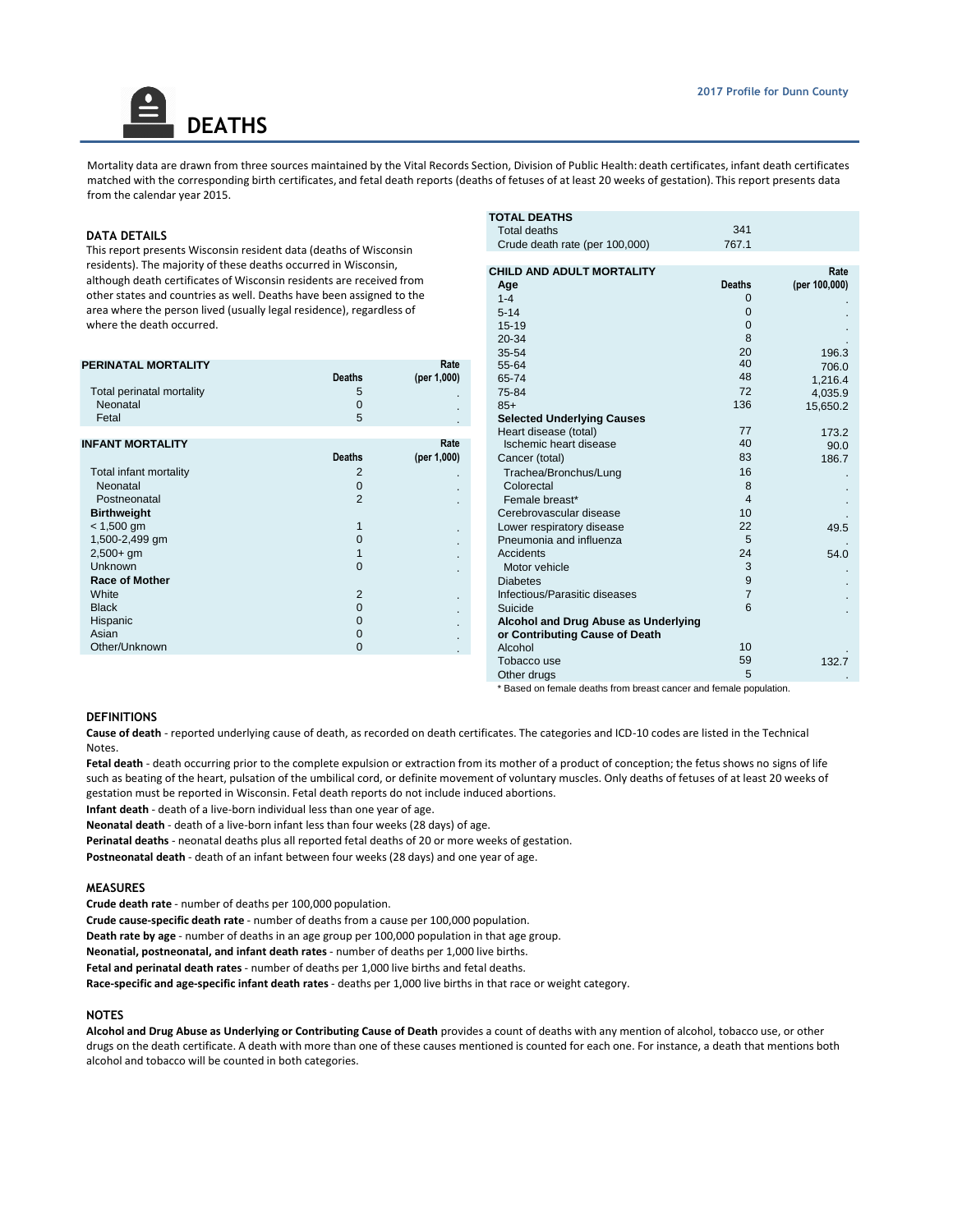# DEATHS

Mortality data are drawn from three sources maintained by the Vital Records Section, Division of Public Health: death certificates, infant death certificates matched with the corresponding birth certificates, and fetal death reports (deaths of fetuses of at least 20 weeks of gestation). This report presents data from the calendar year 2015.

### DATA DETAILS

This report presents Wisconsin resident data (deaths of Wisconsin residents). The majority of these deaths occurred in Wisconsin, although death certificates of Wisconsin residents are received from other states and countries as well. Deaths have been assigned to the area where the person lived (usually legal residence), regardless of where the death occurred.

| PERINATAL MORTALITY | Deaths | Rate (per 1,000) |
|---|---|---|
| Total perinatal mortality | 5 | . |
| Neonatal | 0 | . |
| Fetal | 5 | . |

| INFANT MORTALITY | Deaths | Rate (per 1,000) |
|---|---|---|
| Total infant mortality | 2 | . |
| Neonatal | 0 | . |
| Postneonatal | 2 | . |
| **Birthweight** | | |
| < 1,500 gm | 1 | . |
| 1,500-2,499 gm | 0 | . |
| 2,500+ gm | 1 | . |
| Unknown | 0 | . |
| **Race of Mother** | | |
| White | 2 | . |
| Black | 0 | . |
| Hispanic | 0 | . |
| Asian | 0 | . |
| Other/Unknown | 0 | . |

| TOTAL DEATHS | |
|---|---|
| Total deaths | 341 |
| Crude death rate (per 100,000) | 767.1 |

| CHILD AND ADULT MORTALITY | Deaths | Rate (per 100,000) |
|---|---|---|
| **Age** | | |
| 1-4 | 0 | . |
| 5-14 | 0 | . |
| 15-19 | 0 | . |
| 20-34 | 8 | . |
| 35-54 | 20 | 196.3 |
| 55-64 | 40 | 706.0 |
| 65-74 | 48 | 1,216.4 |
| 75-84 | 72 | 4,035.9 |
| 85+ | 136 | 15,650.2 |
| **Selected Underlying Causes** | | |
| Heart disease (total) | 77 | 173.2 |
| Ischemic heart disease | 40 | 90.0 |
| Cancer (total) | 83 | 186.7 |
| Trachea/Bronchus/Lung | 16 | . |
| Colorectal | 8 | . |
| Female breast* | 4 | . |
| Cerebrovascular disease | 10 | . |
| Lower respiratory disease | 22 | 49.5 |
| Pneumonia and influenza | 5 | . |
| Accidents | 24 | 54.0 |
| Motor vehicle | 3 | . |
| Diabetes | 9 | . |
| Infectious/Parasitic diseases | 7 | . |
| Suicide | 6 | . |
| **Alcohol and Drug Abuse as Underlying or Contributing Cause of Death** | | |
| Alcohol | 10 | . |
| Tobacco use | 59 | 132.7 |
| Other drugs | 5 | . |

* Based on female deaths from breast cancer and female population.

### DEFINITIONS

**Cause of death** - reported underlying cause of death, as recorded on death certificates. The categories and ICD-10 codes are listed in the Technical Notes.

**Fetal death** - death occurring prior to the complete expulsion or extraction from its mother of a product of conception; the fetus shows no signs of life such as beating of the heart, pulsation of the umbilical cord, or definite movement of voluntary muscles. Only deaths of fetuses of at least 20 weeks of gestation must be reported in Wisconsin. Fetal death reports do not include induced abortions.

**Infant death** - death of a live-born individual less than one year of age.

**Neonatal death** - death of a live-born infant less than four weeks (28 days) of age.

**Perinatal deaths** - neonatal deaths plus all reported fetal deaths of 20 or more weeks of gestation.

**Postneonatal death** - death of an infant between four weeks (28 days) and one year of age.

### MEASURES

**Crude death rate** - number of deaths per 100,000 population.

**Crude cause-specific death rate** - number of deaths from a cause per 100,000 population.

**Death rate by age** - number of deaths in an age group per 100,000 population in that age group.

**Neonatial, postneonatal, and infant death rates** - number of deaths per 1,000 live births.

**Fetal and perinatal death rates** - number of deaths per 1,000 live births and fetal deaths.

**Race-specific and age-specific infant death rates** - deaths per 1,000 live births in that race or weight category.

### NOTES

**Alcohol and Drug Abuse as Underlying or Contributing Cause of Death** provides a count of deaths with any mention of alcohol, tobacco use, or other drugs on the death certificate. A death with more than one of these causes mentioned is counted for each one. For instance, a death that mentions both alcohol and tobacco will be counted in both categories.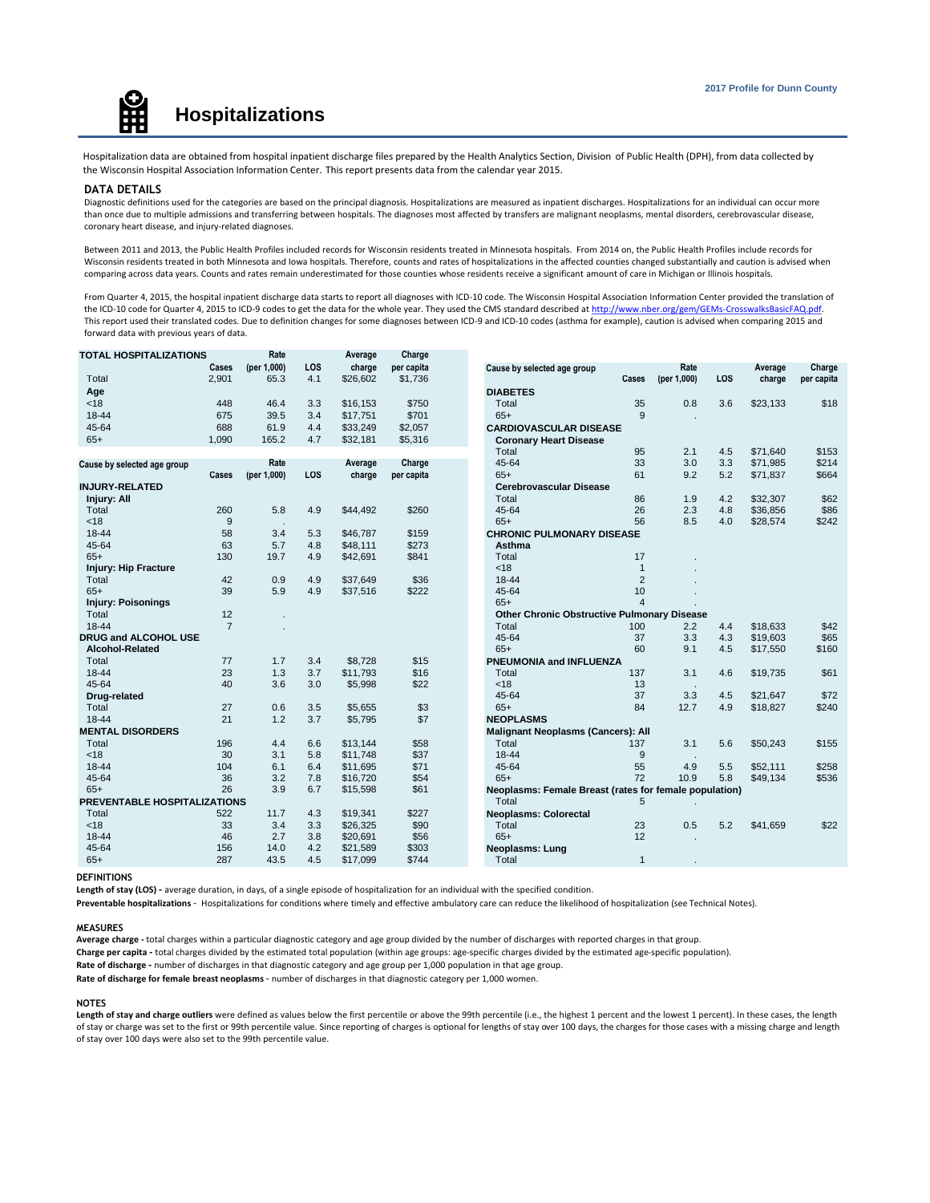# Hospitalizations

Hospitalization data are obtained from hospital inpatient discharge files prepared by the Health Analytics Section, Division of Public Health (DPH), from data collected by the Wisconsin Hospital Association Information Center. This report presents data from the calendar year 2015.

## DATA DETAILS

Diagnostic definitions used for the categories are based on the principal diagnosis. Hospitalizations are measured as inpatient discharges. Hospitalizations for an individual can occur more than once due to multiple admissions and transferring between hospitals. The diagnoses most affected by transfers are malignant neoplasms, mental disorders, cerebrovascular disease, coronary heart disease, and injury-related diagnoses.

Between 2011 and 2013, the Public Health Profiles included records for Wisconsin residents treated in Minnesota hospitals. From 2014 on, the Public Health Profiles include records for Wisconsin residents treated in both Minnesota and Iowa hospitals. Therefore, counts and rates of hospitalizations in the affected counties changed substantially and caution is advised when comparing across data years. Counts and rates remain underestimated for those counties whose residents receive a significant amount of care in Michigan or Illinois hospitals.

From Quarter 4, 2015, the hospital inpatient discharge data starts to report all diagnoses with ICD-10 code. The Wisconsin Hospital Association Information Center provided the translation of the ICD-10 code for Quarter 4, 2015 to ICD-9 codes to get the data for the whole year. They used the CMS standard described at http://www.nber.org/gem/GEMs-CrosswalksBasicFAQ.pdf. This report used their translated codes. Due to definition changes for some diagnoses between ICD-9 and ICD-10 codes (asthma for example), caution is advised when comparing 2015 and forward data with previous years of data.

| TOTAL HOSPITALIZATIONS | Cases | Rate (per 1,000) | LOS | Average charge | Charge per capita |
|---|---|---|---|---|---|
| Total | 2,901 | 65.3 | 4.1 | $26,602 | $1,736 |
| **Age** | | | | | |
| <18 | 448 | 46.4 | 3.3 | $16,153 | $750 |
| 18-44 | 675 | 39.5 | 3.4 | $17,751 | $701 |
| 45-64 | 688 | 61.9 | 4.4 | $33,249 | $2,057 |
| 65+ | 1,090 | 165.2 | 4.7 | $32,181 | $5,316 |

| Cause by selected age group | Cases | Rate (per 1,000) | LOS | Average charge | Charge per capita |
|---|---|---|---|---|---|
| **INJURY-RELATED** | | | | | |
| **Injury: All** | | | | | |
| Total | 260 | 5.8 | 4.9 | $44,492 | $260 |
| <18 | 9 | . | | | |
| 18-44 | 58 | 3.4 | 5.3 | $46,787 | $159 |
| 45-64 | 63 | 5.7 | 4.8 | $48,111 | $273 |
| 65+ | 130 | 19.7 | 4.9 | $42,691 | $841 |
| **Injury: Hip Fracture** | | | | | |
| Total | 42 | 0.9 | 4.9 | $37,649 | $36 |
| 65+ | 39 | 5.9 | 4.9 | $37,516 | $222 |
| **Injury: Poisonings** | | | | | |
| Total | 12 | . | | | |
| 18-44 | 7 | . | | | |
| **DRUG and ALCOHOL USE** | | | | | |
| **Alcohol-Related** | | | | | |
| Total | 77 | 1.7 | 3.4 | $8,728 | $15 |
| 18-44 | 23 | 1.3 | 3.7 | $11,793 | $16 |
| 45-64 | 40 | 3.6 | 3.0 | $5,998 | $22 |
| **Drug-related** | | | | | |
| Total | 27 | 0.6 | 3.5 | $5,655 | $3 |
| 18-44 | 21 | 1.2 | 3.7 | $5,795 | $7 |
| **MENTAL DISORDERS** | | | | | |
| Total | 196 | 4.4 | 6.6 | $13,144 | $58 |
| <18 | 30 | 3.1 | 5.8 | $11,748 | $37 |
| 18-44 | 104 | 6.1 | 6.4 | $11,695 | $71 |
| 45-64 | 36 | 3.2 | 7.8 | $16,720 | $54 |
| 65+ | 26 | 3.9 | 6.7 | $15,598 | $61 |
| **PREVENTABLE HOSPITALIZATIONS** | | | | | |
| Total | 522 | 11.7 | 4.3 | $19,341 | $227 |
| <18 | 33 | 3.4 | 3.3 | $26,325 | $90 |
| 18-44 | 46 | 2.7 | 3.8 | $20,691 | $56 |
| 45-64 | 156 | 14.0 | 4.2 | $21,589 | $303 |
| 65+ | 287 | 43.5 | 4.5 | $17,099 | $744 |
| **DIABETES** | | | | | |
| Total | 35 | 0.8 | 3.6 | $23,133 | $18 |
| 65+ | 9 | . | | | |
| **CARDIOVASCULAR DISEASE** | | | | | |
| **Coronary Heart Disease** | | | | | |
| Total | 95 | 2.1 | 4.5 | $71,640 | $153 |
| 45-64 | 33 | 3.0 | 3.3 | $71,985 | $214 |
| 65+ | 61 | 9.2 | 5.2 | $71,837 | $664 |
| **Cerebrovascular Disease** | | | | | |
| Total | 86 | 1.9 | 4.2 | $32,307 | $62 |
| 45-64 | 26 | 2.3 | 4.8 | $36,856 | $86 |
| 65+ | 56 | 8.5 | 4.0 | $28,574 | $242 |
| **CHRONIC PULMONARY DISEASE** | | | | | |
| **Asthma** | | | | | |
| Total | 17 | . | | | |
| <18 | 1 | . | | | |
| 18-44 | 2 | . | | | |
| 45-64 | 10 | . | | | |
| 65+ | 4 | . | | | |
| **Other Chronic Obstructive Pulmonary Disease** | | | | | |
| Total | 100 | 2.2 | 4.4 | $18,633 | $42 |
| 45-64 | 37 | 3.3 | 4.3 | $19,603 | $65 |
| 65+ | 60 | 9.1 | 4.5 | $17,550 | $160 |
| **PNEUMONIA and INFLUENZA** | | | | | |
| Total | 137 | 3.1 | 4.6 | $19,735 | $61 |
| <18 | 13 | . | | | |
| 45-64 | 37 | 3.3 | 4.5 | $21,647 | $72 |
| 65+ | 84 | 12.7 | 4.9 | $18,827 | $240 |
| **NEOPLASMS** | | | | | |
| **Malignant Neoplasms (Cancers): All** | | | | | |
| Total | 137 | 3.1 | 5.6 | $50,243 | $155 |
| 18-44 | 9 | . | | | |
| 45-64 | 55 | 4.9 | 5.5 | $52,111 | $258 |
| 65+ | 72 | 10.9 | 5.8 | $49,134 | $536 |
| **Neoplasms: Female Breast (rates for female population)** | | | | | |
| Total | 5 | . | | | |
| **Neoplasms: Colorectal** | | | | | |
| Total | 23 | 0.5 | 5.2 | $41,659 | $22 |
| 65+ | 12 | . | | | |
| **Neoplasms: Lung** | | | | | |
| Total | 1 | . | | | |

## DEFINITIONS

**Length of stay (LOS) -** average duration, in days, of a single episode of hospitalization for an individual with the specified condition.

**Preventable hospitalizations** - Hospitalizations for conditions where timely and effective ambulatory care can reduce the likelihood of hospitalization (see Technical Notes).

## MEASURES

**Average charge -** total charges within a particular diagnostic category and age group divided by the number of discharges with reported charges in that group.

**Charge per capita -** total charges divided by the estimated total population (within age groups: age-specific charges divided by the estimated age-specific population).

**Rate of discharge -** number of discharges in that diagnostic category and age group per 1,000 population in that age group.

**Rate of discharge for female breast neoplasms** - number of discharges in that diagnostic category per 1,000 women.

## NOTES

**Length of stay and charge outliers** were defined as values below the first percentile or above the 99th percentile (i.e., the highest 1 percent and the lowest 1 percent). In these cases, the length of stay or charge was set to the first or 99th percentile value. Since reporting of charges is optional for lengths of stay over 100 days, the charges for those cases with a missing charge and length of stay over 100 days were also set to the 99th percentile value.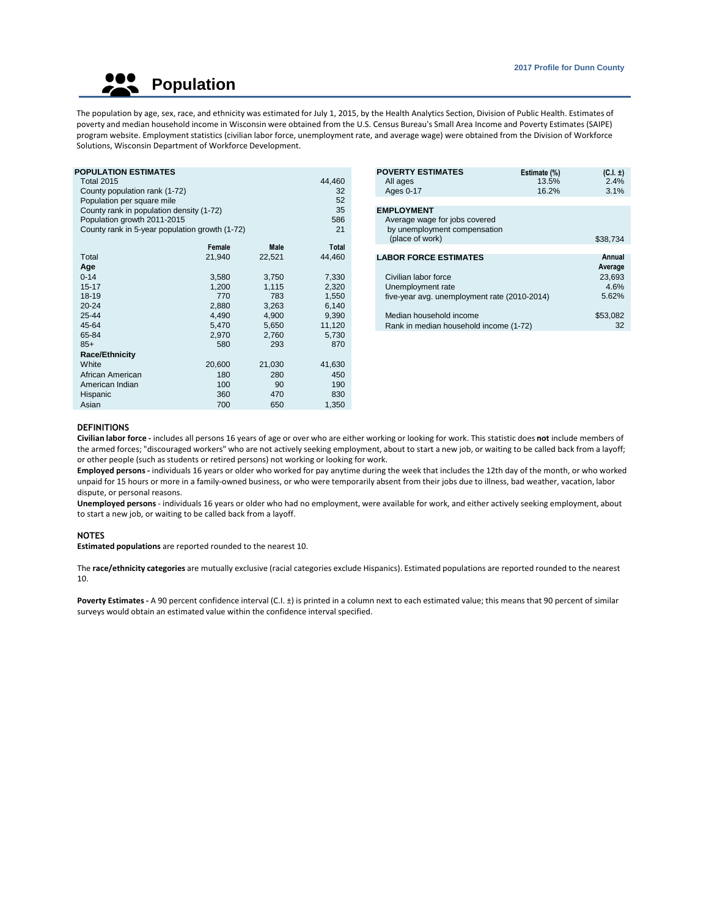# Population

The population by age, sex, race, and ethnicity was estimated for July 1, 2015, by the Health Analytics Section, Division of Public Health. Estimates of poverty and median household income in Wisconsin were obtained from the U.S. Census Bureau's Small Area Income and Poverty Estimates (SAIPE) program website. Employment statistics (civilian labor force, unemployment rate, and average wage) were obtained from the Division of Workforce Solutions, Wisconsin Department of Workforce Development.

| POPULATION ESTIMATES | | | |
|---|---|---|---|
| Total 2015 | | | 44,460 |
| County population rank (1-72) | | | 32 |
| Population per square mile | | | 52 |
| County rank in population density (1-72) | | | 35 |
| Population growth 2011-2015 | | | 586 |
| County rank in 5-year population growth (1-72) | | | 21 |

| | Female | Male | Total |
|---|---|---|---|
| Total | 21,940 | 22,521 | 44,460 |
| **Age** | | | |
| 0-14 | 3,580 | 3,750 | 7,330 |
| 15-17 | 1,200 | 1,115 | 2,320 |
| 18-19 | 770 | 783 | 1,550 |
| 20-24 | 2,880 | 3,263 | 6,140 |
| 25-44 | 4,490 | 4,900 | 9,390 |
| 45-64 | 5,470 | 5,650 | 11,120 |
| 65-84 | 2,970 | 2,760 | 5,730 |
| 85+ | 580 | 293 | 870 |
| **Race/Ethnicity** | | | |
| White | 20,600 | 21,030 | 41,630 |
| African American | 180 | 280 | 450 |
| American Indian | 100 | 90 | 190 |
| Hispanic | 360 | 470 | 830 |
| Asian | 700 | 650 | 1,350 |

| POVERTY ESTIMATES | Estimate (%) | (C.I. ±) |
|---|---|---|
| All ages | 13.5% | 2.4% |
| Ages 0-17 | 16.2% | 3.1% |

| EMPLOYMENT | |
|---|---|
| Average wage for jobs covered by unemployment compensation (place of work) | $38,734 |

| LABOR FORCE ESTIMATES | Annual Average |
|---|---|
| Civilian labor force | 23,693 |
| Unemployment rate | 4.6% |
| five-year avg. unemployment rate (2010-2014) | 5.62% |
| Median household income | $53,082 |
| Rank in median household income (1-72) | 32 |

## DEFINITIONS

**Civilian labor force -** includes all persons 16 years of age or over who are either working or looking for work. This statistic does **not** include members of the armed forces; "discouraged workers" who are not actively seeking employment, about to start a new job, or waiting to be called back from a layoff; or other people (such as students or retired persons) not working or looking for work.

**Employed persons -** individuals 16 years or older who worked for pay anytime during the week that includes the 12th day of the month, or who worked unpaid for 15 hours or more in a family-owned business, or who were temporarily absent from their jobs due to illness, bad weather, vacation, labor dispute, or personal reasons.

**Unemployed persons** - individuals 16 years or older who had no employment, were available for work, and either actively seeking employment, about to start a new job, or waiting to be called back from a layoff.

## NOTES

**Estimated populations** are reported rounded to the nearest 10.

The **race/ethnicity categories** are mutually exclusive (racial categories exclude Hispanics). Estimated populations are reported rounded to the nearest 10.

**Poverty Estimates -** A 90 percent confidence interval (C.I. ±) is printed in a column next to each estimated value; this means that 90 percent of similar surveys would obtain an estimated value within the confidence interval specified.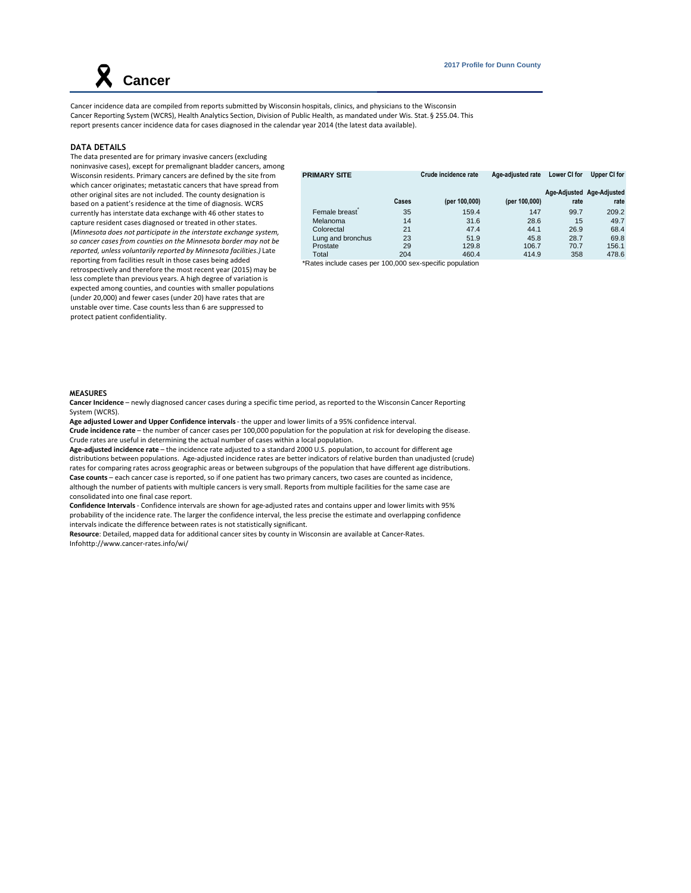# Cancer

2017 Profile for Dunn County

Cancer incidence data are compiled from reports submitted by Wisconsin hospitals, clinics, and physicians to the Wisconsin Cancer Reporting System (WCRS), Health Analytics Section, Division of Public Health, as mandated under Wis. Stat. § 255.04. This report presents cancer incidence data for cases diagnosed in the calendar year 2014 (the latest data available).

## DATA DETAILS

The data presented are for primary invasive cancers (excluding noninvasive cases), except for premalignant bladder cancers, among Wisconsin residents. Primary cancers are defined by the site from which cancer originates; metastatic cancers that have spread from other original sites are not included. The county designation is based on a patient's residence at the time of diagnosis. WCRS currently has interstate data exchange with 46 other states to capture resident cases diagnosed or treated in other states. (*Minnesota does not participate in the interstate exchange system, so cancer cases from counties on the Minnesota border may not be reported, unless voluntarily reported by Minnesota facilities.)* Late reporting from facilities result in those cases being added retrospectively and therefore the most recent year (2015) may be less complete than previous years. A high degree of variation is expected among counties, and counties with smaller populations (under 20,000) and fewer cases (under 20) have rates that are unstable over time. Case counts less than 6 are suppressed to protect patient confidentiality.

| PRIMARY SITE | Cases | Crude incidence rate (per 100,000) | Age-adjusted rate (per 100,000) | Lower CI for Age-Adjusted rate | Upper CI for Age-Adjusted rate |
|---|---|---|---|---|---|
| Female breast* | 35 | 159.4 | 147 | 99.7 | 209.2 |
| Melanoma | 14 | 31.6 | 28.6 | 15 | 49.7 |
| Colorectal | 21 | 47.4 | 44.1 | 26.9 | 68.4 |
| Lung and bronchus | 23 | 51.9 | 45.8 | 28.7 | 69.8 |
| Prostate | 29 | 129.8 | 106.7 | 70.7 | 156.1 |
| Total | 204 | 460.4 | 414.9 | 358 | 478.6 |

*Rates include cases per 100,000 sex-specific population

## MEASURES

**Cancer Incidence** – newly diagnosed cancer cases during a specific time period, as reported to the Wisconsin Cancer Reporting System (WCRS).

**Age adjusted Lower and Upper Confidence intervals** - the upper and lower limits of a 95% confidence interval.

**Crude incidence rate** – the number of cancer cases per 100,000 population for the population at risk for developing the disease. Crude rates are useful in determining the actual number of cases within a local population.

**Age-adjusted incidence rate** – the incidence rate adjusted to a standard 2000 U.S. population, to account for different age distributions between populations. Age-adjusted incidence rates are better indicators of relative burden than unadjusted (crude) rates for comparing rates across geographic areas or between subgroups of the population that have different age distributions.

**Case counts** – each cancer case is reported, so if one patient has two primary cancers, two cases are counted as incidence, although the number of patients with multiple cancers is very small. Reports from multiple facilities for the same case are consolidated into one final case report.

**Confidence Intervals** - Confidence intervals are shown for age-adjusted rates and contains upper and lower limits with 95% probability of the incidence rate. The larger the confidence interval, the less precise the estimate and overlapping confidence intervals indicate the difference between rates is not statistically significant.

**Resource**: Detailed, mapped data for additional cancer sites by county in Wisconsin are available at Cancer-Rates. Infohttp://www.cancer-rates.info/wi/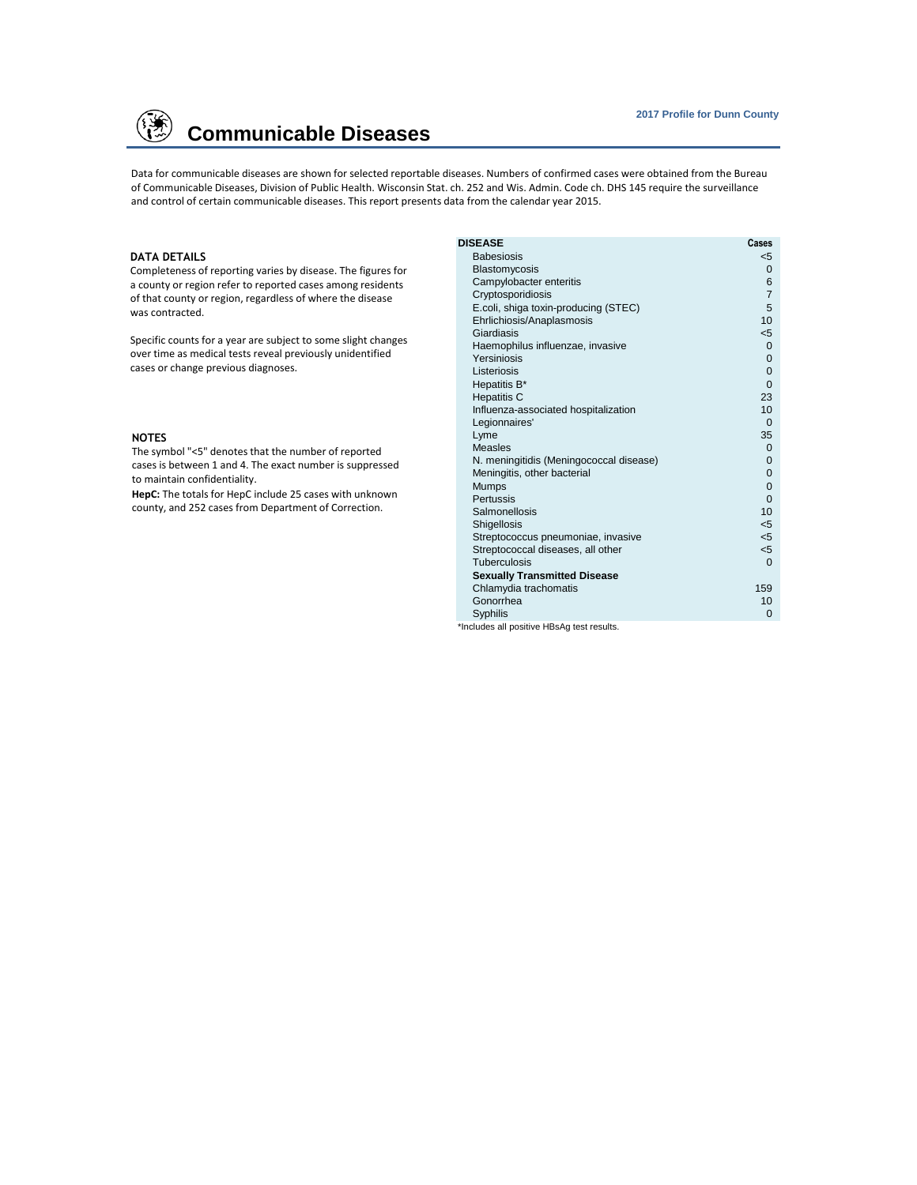# Communicable Diseases

Data for communicable diseases are shown for selected reportable diseases. Numbers of confirmed cases were obtained from the Bureau of Communicable Diseases, Division of Public Health. Wisconsin Stat. ch. 252 and Wis. Admin. Code ch. DHS 145 require the surveillance and control of certain communicable diseases. This report presents data from the calendar year 2015.

### DATA DETAILS

Completeness of reporting varies by disease. The figures for a county or region refer to reported cases among residents of that county or region, regardless of where the disease was contracted.

Specific counts for a year are subject to some slight changes over time as medical tests reveal previously unidentified cases or change previous diagnoses.

### NOTES

The symbol "<5" denotes that the number of reported cases is between 1 and 4. The exact number is suppressed to maintain confidentiality.

**HepC:** The totals for HepC include 25 cases with unknown county, and 252 cases from Department of Correction.

| DISEASE | Cases |
|---|---|
| Babesiosis | <5 |
| Blastomycosis | 0 |
| Campylobacter enteritis | 6 |
| Cryptosporidiosis | 7 |
| E.coli, shiga toxin-producing (STEC) | 5 |
| Ehrlichiosis/Anaplasmosis | 10 |
| Giardiasis | <5 |
| Haemophilus influenzae, invasive | 0 |
| Yersiniosis | 0 |
| Listeriosis | 0 |
| Hepatitis B* | 0 |
| Hepatitis C | 23 |
| Influenza-associated hospitalization | 10 |
| Legionnaires' | 0 |
| Lyme | 35 |
| Measles | 0 |
| N. meningitidis (Meningococcal disease) | 0 |
| Meningitis, other bacterial | 0 |
| Mumps | 0 |
| Pertussis | 0 |
| Salmonellosis | 10 |
| Shigellosis | <5 |
| Streptococcus pneumoniae, invasive | <5 |
| Streptococcal diseases, all other | <5 |
| Tuberculosis | 0 |
| **Sexually Transmitted Disease** | |
| Chlamydia trachomatis | 159 |
| Gonorrhea | 10 |
| Syphilis | 0 |

*Includes all positive HBsAg test results.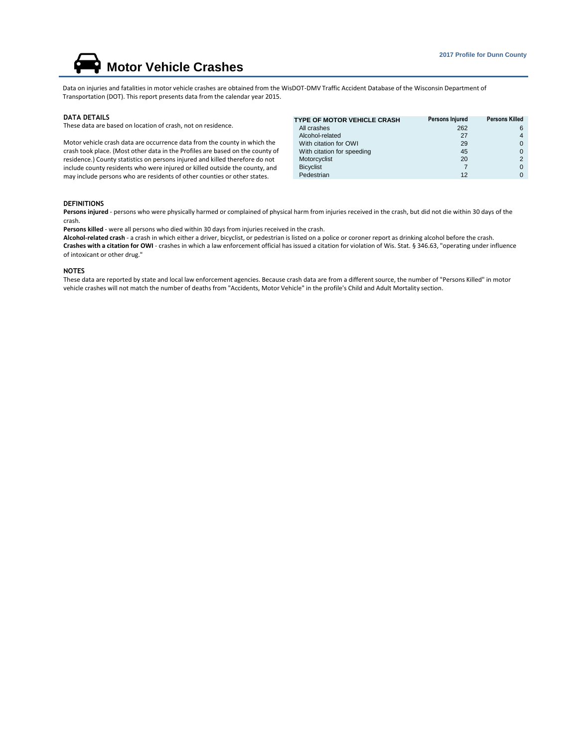# Motor Vehicle Crashes

Data on injuries and fatalities in motor vehicle crashes are obtained from the WisDOT-DMV Traffic Accident Database of the Wisconsin Department of Transportation (DOT). This report presents data from the calendar year 2015.

### DATA DETAILS

These data are based on location of crash, not on residence.

Motor vehicle crash data are occurrence data from the county in which the crash took place. (Most other data in the Profiles are based on the county of residence.) County statistics on persons injured and killed therefore do not include county residents who were injured or killed outside the county, and may include persons who are residents of other counties or other states.

| TYPE OF MOTOR VEHICLE CRASH | Persons Injured | Persons Killed |
|---|---|---|
| All crashes | 262 | 6 |
| Alcohol-related | 27 | 4 |
| With citation for OWI | 29 | 0 |
| With citation for speeding | 45 | 0 |
| Motorcyclist | 20 | 2 |
| Bicyclist | 7 | 0 |
| Pedestrian | 12 | 0 |

### DEFINITIONS

**Persons injured** - persons who were physically harmed or complained of physical harm from injuries received in the crash, but did not die within 30 days of the crash.

**Persons killed** - were all persons who died within 30 days from injuries received in the crash.

**Alcohol-related crash** - a crash in which either a driver, bicyclist, or pedestrian is listed on a police or coroner report as drinking alcohol before the crash.

**Crashes with a citation for OWI** - crashes in which a law enforcement official has issued a citation for violation of Wis. Stat. § 346.63, "operating under influence of intoxicant or other drug."

### NOTES

These data are reported by state and local law enforcement agencies. Because crash data are from a different source, the number of "Persons Killed" in motor vehicle crashes will not match the number of deaths from "Accidents, Motor Vehicle" in the profile's Child and Adult Mortality section.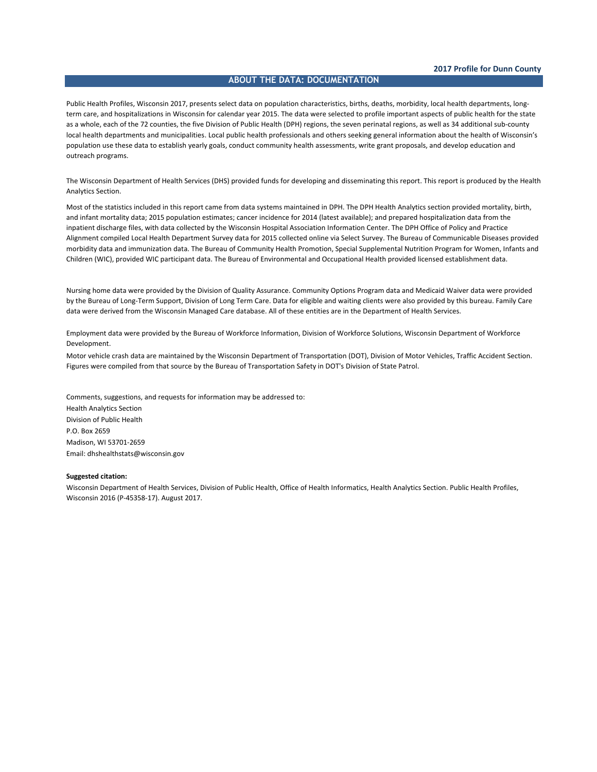## ABOUT THE DATA: DOCUMENTATION

Public Health Profiles, Wisconsin 2017, presents select data on population characteristics, births, deaths, morbidity, local health departments, long-term care, and hospitalizations in Wisconsin for calendar year 2015. The data were selected to profile important aspects of public health for the state as a whole, each of the 72 counties, the five Division of Public Health (DPH) regions, the seven perinatal regions, as well as 34 additional sub-county local health departments and municipalities. Local public health professionals and others seeking general information about the health of Wisconsin's population use these data to establish yearly goals, conduct community health assessments, write grant proposals, and develop education and outreach programs.

The Wisconsin Department of Health Services (DHS) provided funds for developing and disseminating this report. This report is produced by the Health Analytics Section.

Most of the statistics included in this report came from data systems maintained in DPH. The DPH Health Analytics section provided mortality, birth, and infant mortality data; 2015 population estimates; cancer incidence for 2014 (latest available); and prepared hospitalization data from the inpatient discharge files, with data collected by the Wisconsin Hospital Association Information Center. The DPH Office of Policy and Practice Alignment compiled Local Health Department Survey data for 2015 collected online via Select Survey. The Bureau of Communicable Diseases provided morbidity data and immunization data. The Bureau of Community Health Promotion, Special Supplemental Nutrition Program for Women, Infants and Children (WIC), provided WIC participant data. The Bureau of Environmental and Occupational Health provided licensed establishment data.

Nursing home data were provided by the Division of Quality Assurance. Community Options Program data and Medicaid Waiver data were provided by the Bureau of Long-Term Support, Division of Long Term Care. Data for eligible and waiting clients were also provided by this bureau. Family Care data were derived from the Wisconsin Managed Care database. All of these entities are in the Department of Health Services.

Employment data were provided by the Bureau of Workforce Information, Division of Workforce Solutions, Wisconsin Department of Workforce Development.

Motor vehicle crash data are maintained by the Wisconsin Department of Transportation (DOT), Division of Motor Vehicles, Traffic Accident Section. Figures were compiled from that source by the Bureau of Transportation Safety in DOT's Division of State Patrol.

Comments, suggestions, and requests for information may be addressed to:
Health Analytics Section
Division of Public Health
P.O. Box 2659
Madison, WI 53701-2659
Email: dhshealthstats@wisconsin.gov

**Suggested citation:**

Wisconsin Department of Health Services, Division of Public Health, Office of Health Informatics, Health Analytics Section. Public Health Profiles, Wisconsin 2016 (P-45358-17). August 2017.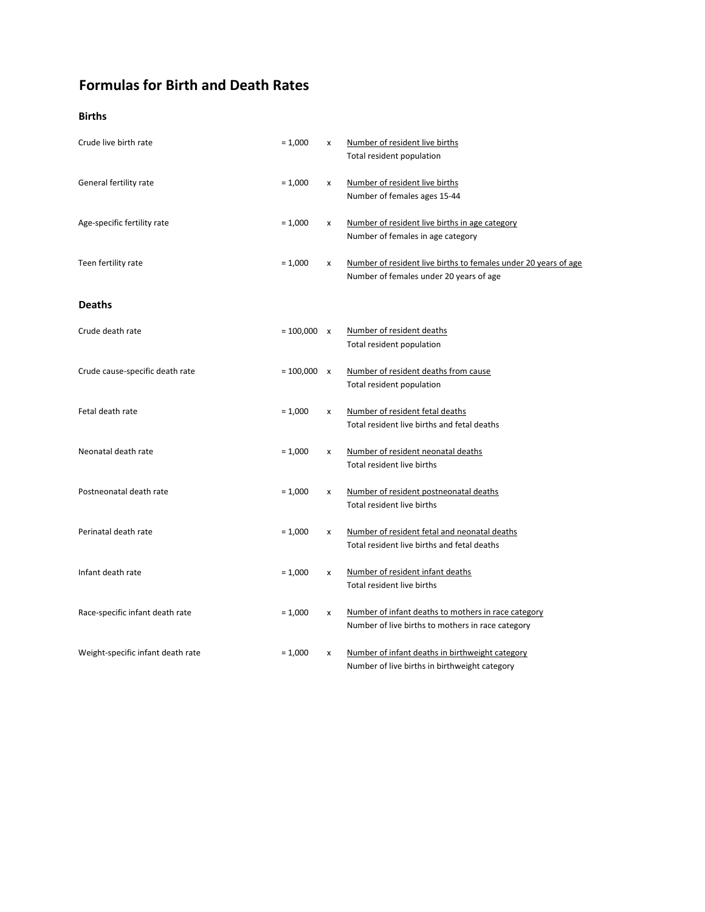# Formulas for Birth and Death Rates

## Births

Crude live birth rate $= 1{,}000 \times \dfrac{\text{Number of resident live births}}{\text{Total resident population}}$

General fertility rate $= 1{,}000 \times \dfrac{\text{Number of resident live births}}{\text{Number of females ages 15-44}}$

Age-specific fertility rate $= 1{,}000 \times \dfrac{\text{Number of resident live births in age category}}{\text{Number of females in age category}}$

Teen fertility rate $= 1{,}000 \times \dfrac{\text{Number of resident live births to females under 20 years of age}}{\text{Number of females under 20 years of age}}$

## Deaths

Crude death rate $= 100{,}000 \times \dfrac{\text{Number of resident deaths}}{\text{Total resident population}}$

Crude cause-specific death rate $= 100{,}000 \times \dfrac{\text{Number of resident deaths from cause}}{\text{Total resident population}}$

Fetal death rate $= 1{,}000 \times \dfrac{\text{Number of resident fetal deaths}}{\text{Total resident live births and fetal deaths}}$

Neonatal death rate $= 1{,}000 \times \dfrac{\text{Number of resident neonatal deaths}}{\text{Total resident live births}}$

Postneonatal death rate $= 1{,}000 \times \dfrac{\text{Number of resident postneonatal deaths}}{\text{Total resident live births}}$

Perinatal death rate $= 1{,}000 \times \dfrac{\text{Number of resident fetal and neonatal deaths}}{\text{Total resident live births and fetal deaths}}$

Infant death rate $= 1{,}000 \times \dfrac{\text{Number of resident infant deaths}}{\text{Total resident live births}}$

Race-specific infant death rate $= 1{,}000 \times \dfrac{\text{Number of infant deaths to mothers in race category}}{\text{Number of live births to mothers in race category}}$

Weight-specific infant death rate $= 1{,}000 \times \dfrac{\text{Number of infant deaths in birthweight category}}{\text{Number of live births in birthweight category}}$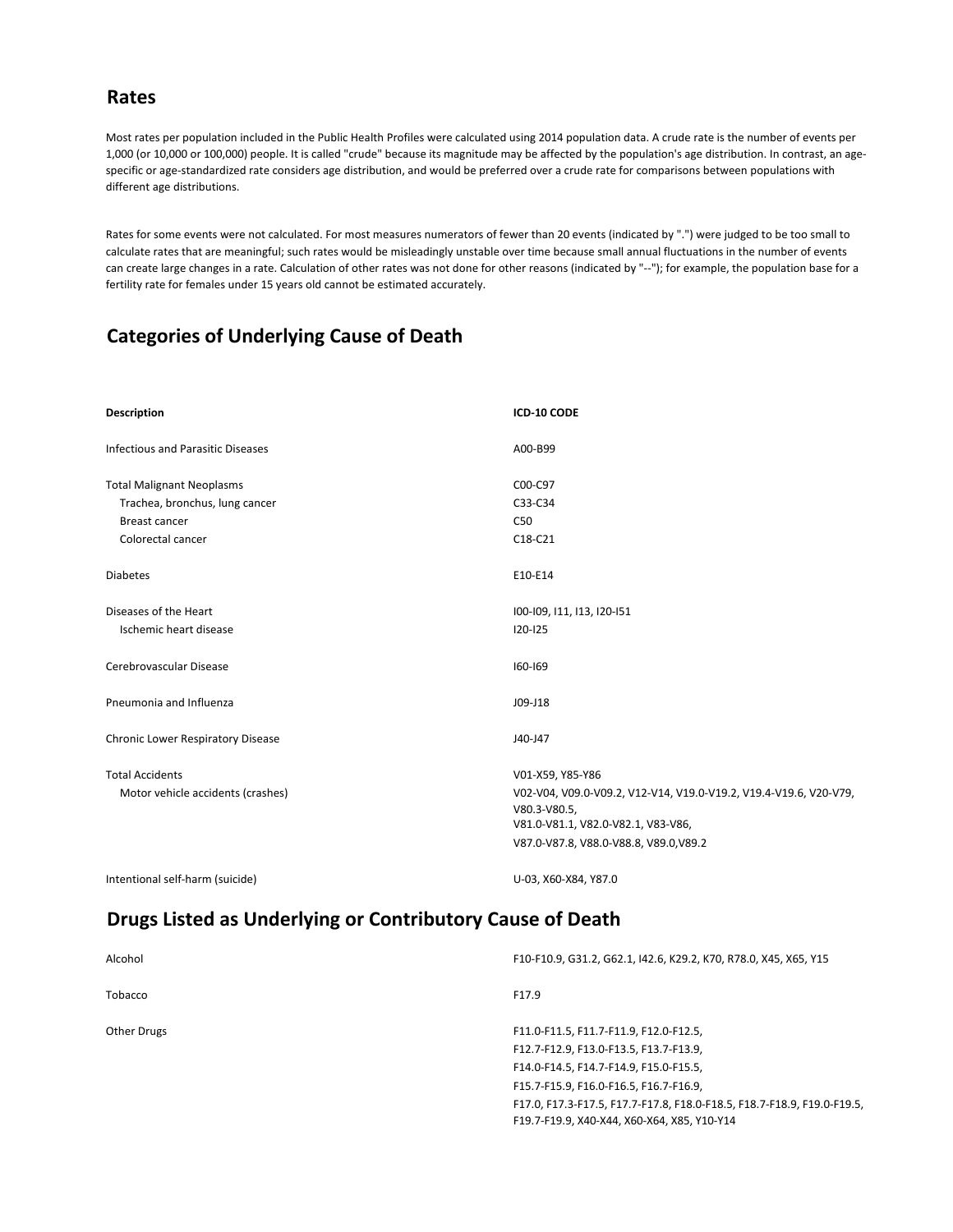## Rates

Most rates per population included in the Public Health Profiles were calculated using 2014 population data. A crude rate is the number of events per 1,000 (or 10,000 or 100,000) people. It is called "crude" because its magnitude may be affected by the population's age distribution. In contrast, an age-specific or age-standardized rate considers age distribution, and would be preferred over a crude rate for comparisons between populations with different age distributions.

Rates for some events were not calculated. For most measures numerators of fewer than 20 events (indicated by ".") were judged to be too small to calculate rates that are meaningful; such rates would be misleadingly unstable over time because small annual fluctuations in the number of events can create large changes in a rate. Calculation of other rates was not done for other reasons (indicated by "--"); for example, the population base for a fertility rate for females under 15 years old cannot be estimated accurately.

## Categories of Underlying Cause of Death

| Description | ICD-10 CODE |
|---|---|
| Infectious and Parasitic Diseases | A00-B99 |
| Total Malignant Neoplasms | C00-C97 |
| Trachea, bronchus, lung cancer | C33-C34 |
| Breast cancer | C50 |
| Colorectal cancer | C18-C21 |
| Diabetes | E10-E14 |
| Diseases of the Heart | I00-I09, I11, I13, I20-I51 |
| Ischemic heart disease | I20-I25 |
| Cerebrovascular Disease | I60-I69 |
| Pneumonia and Influenza | J09-J18 |
| Chronic Lower Respiratory Disease | J40-J47 |
| Total Accidents | V01-X59, Y85-Y86 |
| Motor vehicle accidents (crashes) | V02-V04, V09.0-V09.2, V12-V14, V19.0-V19.2, V19.4-V19.6, V20-V79, V80.3-V80.5, V81.0-V81.1, V82.0-V82.1, V83-V86, V87.0-V87.8, V88.0-V88.8, V89.0,V89.2 |
| Intentional self-harm (suicide) | U-03, X60-X84, Y87.0 |

## Drugs Listed as Underlying or Contributory Cause of Death

| | |
|---|---|
| Alcohol | F10-F10.9, G31.2, G62.1, I42.6, K29.2, K70, R78.0, X45, X65, Y15 |
| Tobacco | F17.9 |
| Other Drugs | F11.0-F11.5, F11.7-F11.9, F12.0-F12.5, F12.7-F12.9, F13.0-F13.5, F13.7-F13.9, F14.0-F14.5, F14.7-F14.9, F15.0-F15.5, F15.7-F15.9, F16.0-F16.5, F16.7-F16.9, F17.0, F17.3-F17.5, F17.7-F17.8, F18.0-F18.5, F18.7-F18.9, F19.0-F19.5, F19.7-F19.9, X40-X44, X60-X64, X85, Y10-Y14 |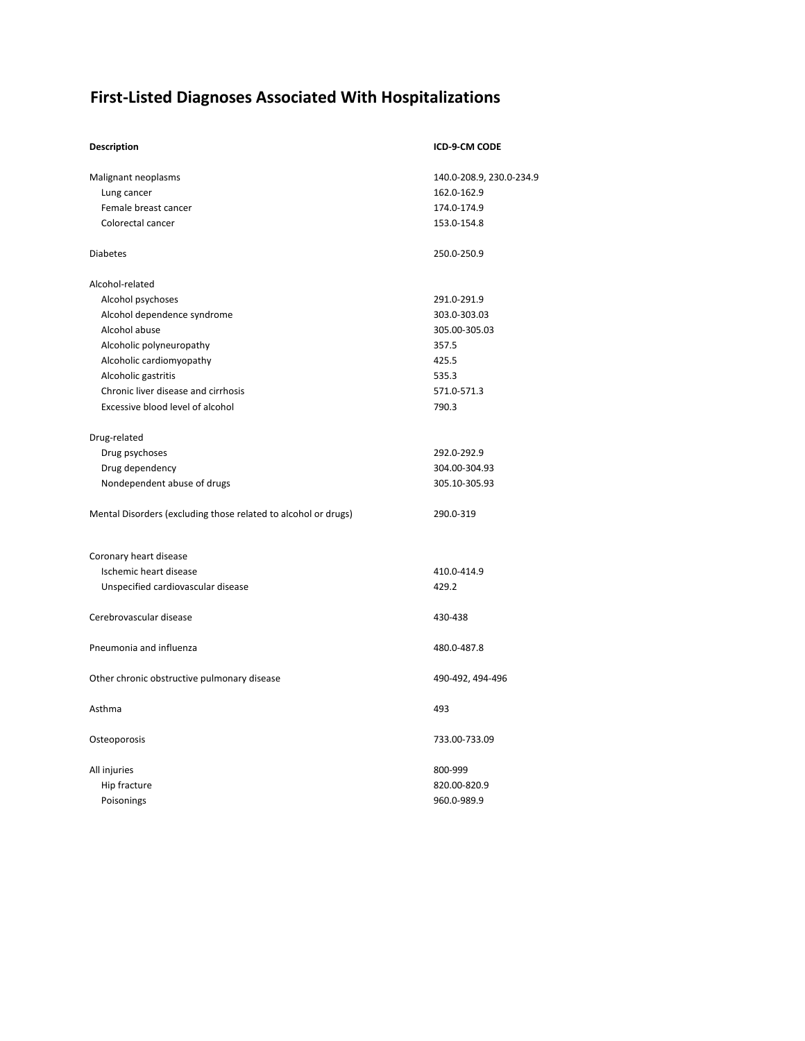# First-Listed Diagnoses Associated With Hospitalizations

| Description | ICD-9-CM CODE |
| --- | --- |
| Malignant neoplasms | 140.0-208.9, 230.0-234.9 |
| Lung cancer | 162.0-162.9 |
| Female breast cancer | 174.0-174.9 |
| Colorectal cancer | 153.0-154.8 |
| | |
| Diabetes | 250.0-250.9 |
| | |
| Alcohol-related | |
| Alcohol psychoses | 291.0-291.9 |
| Alcohol dependence syndrome | 303.0-303.03 |
| Alcohol abuse | 305.00-305.03 |
| Alcoholic polyneuropathy | 357.5 |
| Alcoholic cardiomyopathy | 425.5 |
| Alcoholic gastritis | 535.3 |
| Chronic liver disease and cirrhosis | 571.0-571.3 |
| Excessive blood level of alcohol | 790.3 |
| | |
| Drug-related | |
| Drug psychoses | 292.0-292.9 |
| Drug dependency | 304.00-304.93 |
| Nondependent abuse of drugs | 305.10-305.93 |
| | |
| Mental Disorders (excluding those related to alcohol or drugs) | 290.0-319 |
| | |
| Coronary heart disease | |
| Ischemic heart disease | 410.0-414.9 |
| Unspecified cardiovascular disease | 429.2 |
| | |
| Cerebrovascular disease | 430-438 |
| | |
| Pneumonia and influenza | 480.0-487.8 |
| | |
| Other chronic obstructive pulmonary disease | 490-492, 494-496 |
| | |
| Asthma | 493 |
| | |
| Osteoporosis | 733.00-733.09 |
| | |
| All injuries | 800-999 |
| Hip fracture | 820.00-820.9 |
| Poisonings | 960.0-989.9 |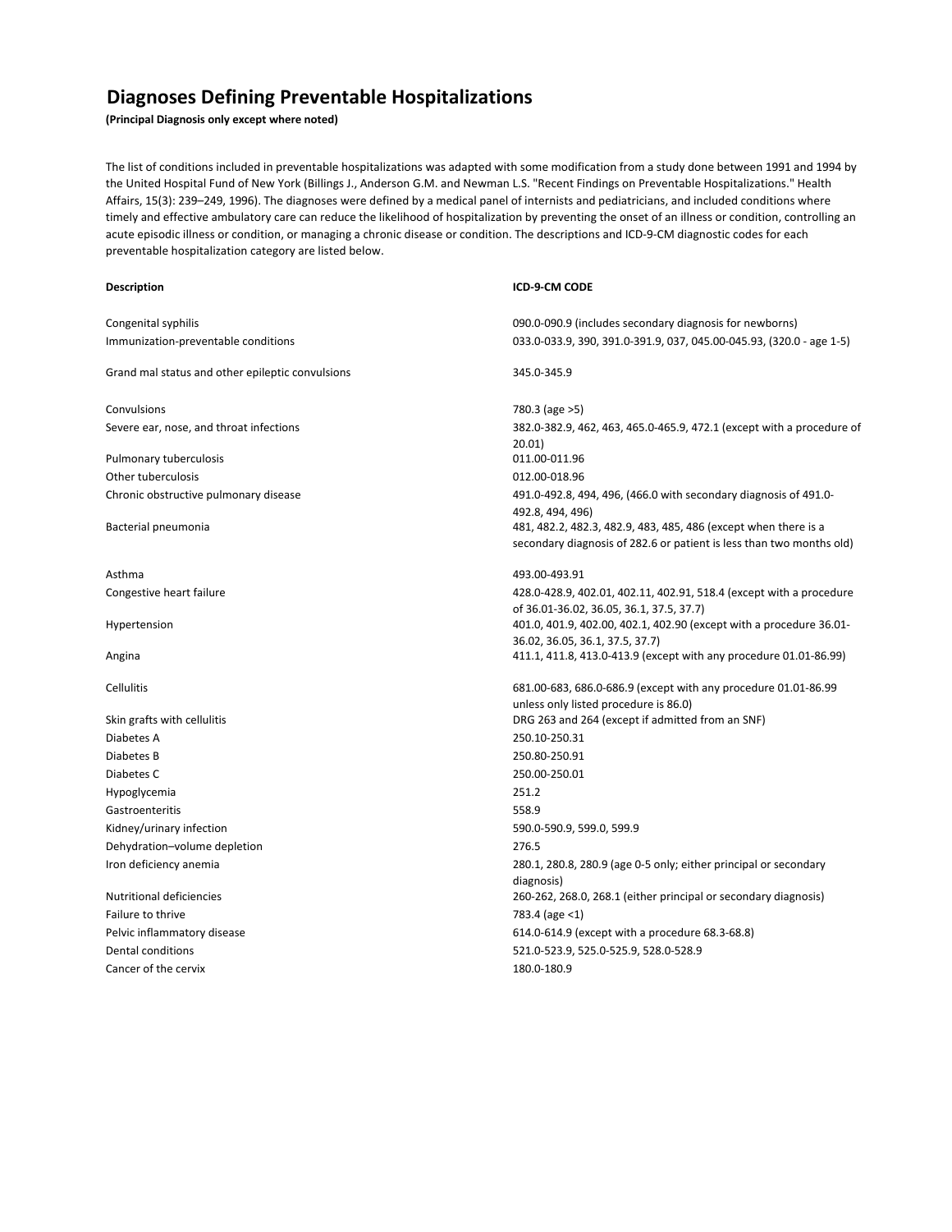# Diagnoses Defining Preventable Hospitalizations

**(Principal Diagnosis only except where noted)**

The list of conditions included in preventable hospitalizations was adapted with some modification from a study done between 1991 and 1994 by the United Hospital Fund of New York (Billings J., Anderson G.M. and Newman L.S. "Recent Findings on Preventable Hospitalizations." Health Affairs, 15(3): 239–249, 1996). The diagnoses were defined by a medical panel of internists and pediatricians, and included conditions where timely and effective ambulatory care can reduce the likelihood of hospitalization by preventing the onset of an illness or condition, controlling an acute episodic illness or condition, or managing a chronic disease or condition. The descriptions and ICD-9-CM diagnostic codes for each preventable hospitalization category are listed below.

| Description | ICD-9-CM CODE |
|---|---|
| Congenital syphilis | 090.0-090.9 (includes secondary diagnosis for newborns) |
| Immunization-preventable conditions | 033.0-033.9, 390, 391.0-391.9, 037, 045.00-045.93, (320.0 - age 1-5) |
| Grand mal status and other epileptic convulsions | 345.0-345.9 |
| Convulsions | 780.3 (age >5) |
| Severe ear, nose, and throat infections | 382.0-382.9, 462, 463, 465.0-465.9, 472.1 (except with a procedure of 20.01) |
| Pulmonary tuberculosis | 011.00-011.96 |
| Other tuberculosis | 012.00-018.96 |
| Chronic obstructive pulmonary disease | 491.0-492.8, 494, 496, (466.0 with secondary diagnosis of 491.0-492.8, 494, 496) |
| Bacterial pneumonia | 481, 482.2, 482.3, 482.9, 483, 485, 486 (except when there is a secondary diagnosis of 282.6 or patient is less than two months old) |
| Asthma | 493.00-493.91 |
| Congestive heart failure | 428.0-428.9, 402.01, 402.11, 402.91, 518.4 (except with a procedure of 36.01-36.02, 36.05, 36.1, 37.5, 37.7) |
| Hypertension | 401.0, 401.9, 402.00, 402.1, 402.90 (except with a procedure 36.01-36.02, 36.05, 36.1, 37.5, 37.7) |
| Angina | 411.1, 411.8, 413.0-413.9 (except with any procedure 01.01-86.99) |
| Cellulitis | 681.00-683, 686.0-686.9 (except with any procedure 01.01-86.99 unless only listed procedure is 86.0) |
| Skin grafts with cellulitis | DRG 263 and 264 (except if admitted from an SNF) |
| Diabetes A | 250.10-250.31 |
| Diabetes B | 250.80-250.91 |
| Diabetes C | 250.00-250.01 |
| Hypoglycemia | 251.2 |
| Gastroenteritis | 558.9 |
| Kidney/urinary infection | 590.0-590.9, 599.0, 599.9 |
| Dehydration–volume depletion | 276.5 |
| Iron deficiency anemia | 280.1, 280.8, 280.9 (age 0-5 only; either principal or secondary diagnosis) |
| Nutritional deficiencies | 260-262, 268.0, 268.1 (either principal or secondary diagnosis) |
| Failure to thrive | 783.4 (age <1) |
| Pelvic inflammatory disease | 614.0-614.9 (except with a procedure 68.3-68.8) |
| Dental conditions | 521.0-523.9, 525.0-525.9, 528.0-528.9 |
| Cancer of the cervix | 180.0-180.9 |